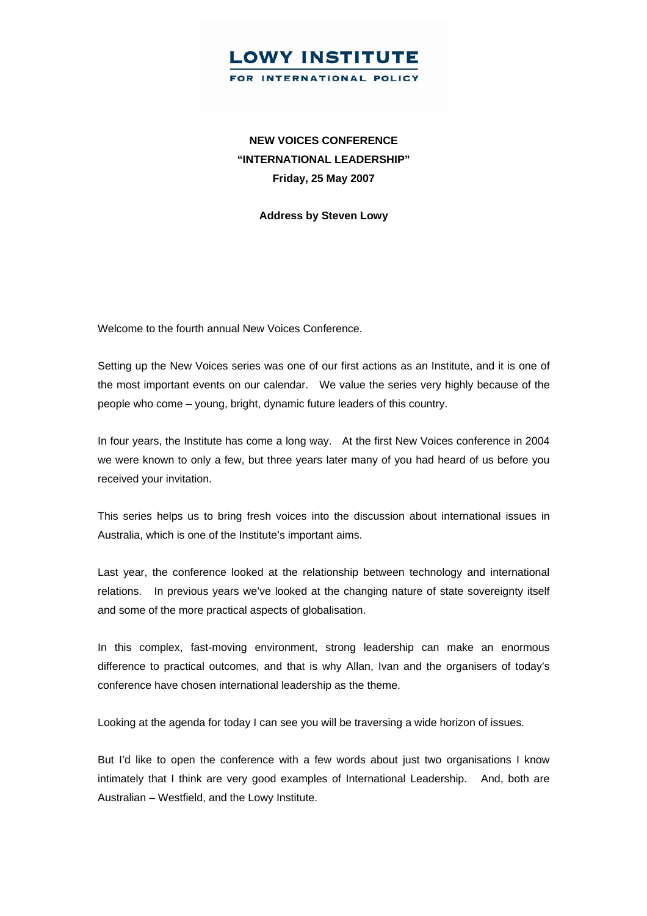**LOWY INSTITUTE**
**FOR INTERNATIONAL POLICY**

**NEW VOICES CONFERENCE**
**"INTERNATIONAL LEADERSHIP"**
**Friday, 25 May 2007**

**Address by Steven Lowy**

Welcome to the fourth annual New Voices Conference.

Setting up the New Voices series was one of our first actions as an Institute, and it is one of the most important events on our calendar. We value the series very highly because of the people who come – young, bright, dynamic future leaders of this country.

In four years, the Institute has come a long way. At the first New Voices conference in 2004 we were known to only a few, but three years later many of you had heard of us before you received your invitation.

This series helps us to bring fresh voices into the discussion about international issues in Australia, which is one of the Institute's important aims.

Last year, the conference looked at the relationship between technology and international relations. In previous years we've looked at the changing nature of state sovereignty itself and some of the more practical aspects of globalisation.

In this complex, fast-moving environment, strong leadership can make an enormous difference to practical outcomes, and that is why Allan, Ivan and the organisers of today's conference have chosen international leadership as the theme.

Looking at the agenda for today I can see you will be traversing a wide horizon of issues.

But I'd like to open the conference with a few words about just two organisations I know intimately that I think are very good examples of International Leadership. And, both are Australian – Westfield, and the Lowy Institute.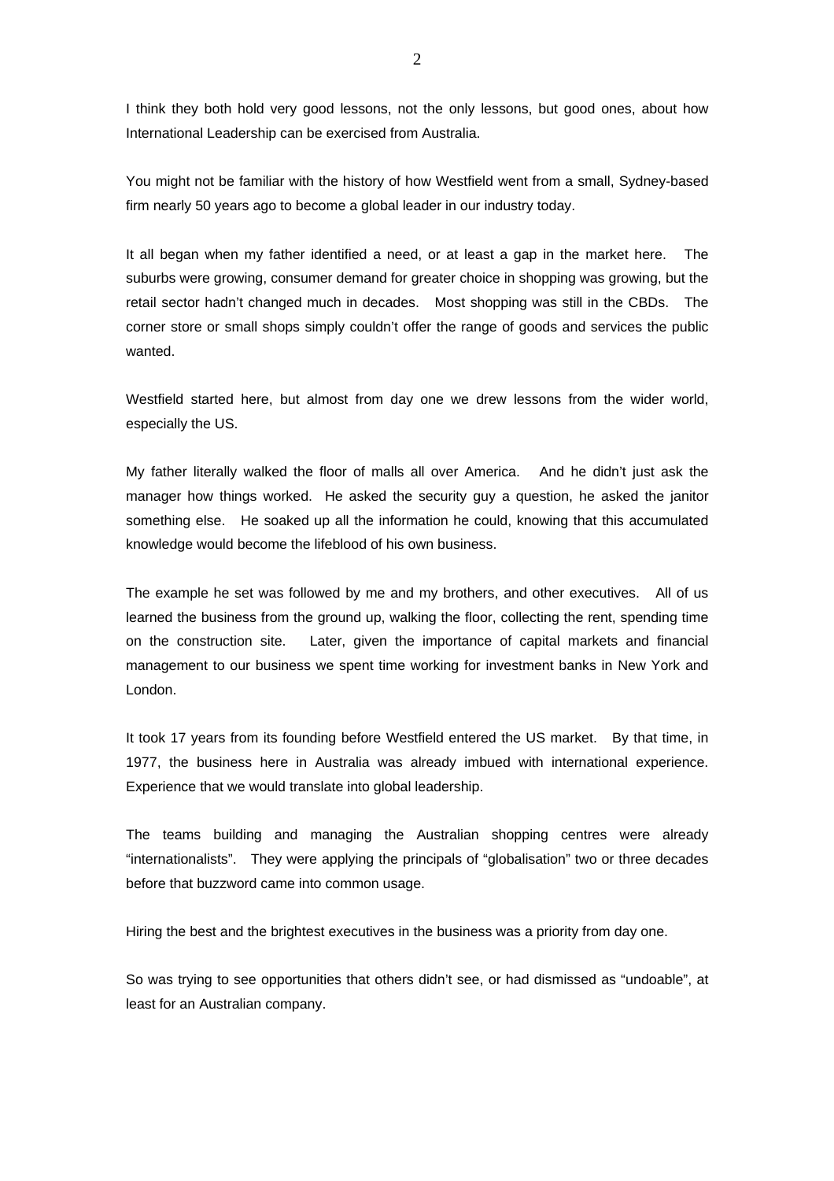I think they both hold very good lessons, not the only lessons, but good ones, about how International Leadership can be exercised from Australia.

You might not be familiar with the history of how Westfield went from a small, Sydney-based firm nearly 50 years ago to become a global leader in our industry today.

It all began when my father identified a need, or at least a gap in the market here. The suburbs were growing, consumer demand for greater choice in shopping was growing, but the retail sector hadn't changed much in decades. Most shopping was still in the CBDs. The corner store or small shops simply couldn't offer the range of goods and services the public wanted.

Westfield started here, but almost from day one we drew lessons from the wider world, especially the US.

My father literally walked the floor of malls all over America. And he didn't just ask the manager how things worked. He asked the security guy a question, he asked the janitor something else. He soaked up all the information he could, knowing that this accumulated knowledge would become the lifeblood of his own business.

The example he set was followed by me and my brothers, and other executives. All of us learned the business from the ground up, walking the floor, collecting the rent, spending time on the construction site. Later, given the importance of capital markets and financial management to our business we spent time working for investment banks in New York and London.

It took 17 years from its founding before Westfield entered the US market. By that time, in 1977, the business here in Australia was already imbued with international experience. Experience that we would translate into global leadership.

The teams building and managing the Australian shopping centres were already "internationalists". They were applying the principals of "globalisation" two or three decades before that buzzword came into common usage.

Hiring the best and the brightest executives in the business was a priority from day one.

So was trying to see opportunities that others didn't see, or had dismissed as "undoable", at least for an Australian company.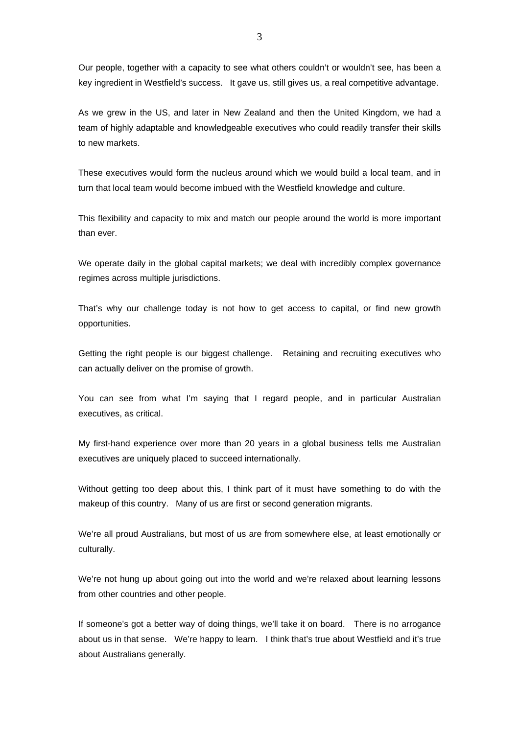Our people, together with a capacity to see what others couldn't or wouldn't see, has been a key ingredient in Westfield's success. It gave us, still gives us, a real competitive advantage.

As we grew in the US, and later in New Zealand and then the United Kingdom, we had a team of highly adaptable and knowledgeable executives who could readily transfer their skills to new markets.

These executives would form the nucleus around which we would build a local team, and in turn that local team would become imbued with the Westfield knowledge and culture.

This flexibility and capacity to mix and match our people around the world is more important than ever.

We operate daily in the global capital markets; we deal with incredibly complex governance regimes across multiple jurisdictions.

That's why our challenge today is not how to get access to capital, or find new growth opportunities.

Getting the right people is our biggest challenge. Retaining and recruiting executives who can actually deliver on the promise of growth.

You can see from what I'm saying that I regard people, and in particular Australian executives, as critical.

My first-hand experience over more than 20 years in a global business tells me Australian executives are uniquely placed to succeed internationally.

Without getting too deep about this, I think part of it must have something to do with the makeup of this country. Many of us are first or second generation migrants.

We're all proud Australians, but most of us are from somewhere else, at least emotionally or culturally.

We're not hung up about going out into the world and we're relaxed about learning lessons from other countries and other people.

If someone's got a better way of doing things, we'll take it on board. There is no arrogance about us in that sense. We're happy to learn. I think that's true about Westfield and it's true about Australians generally.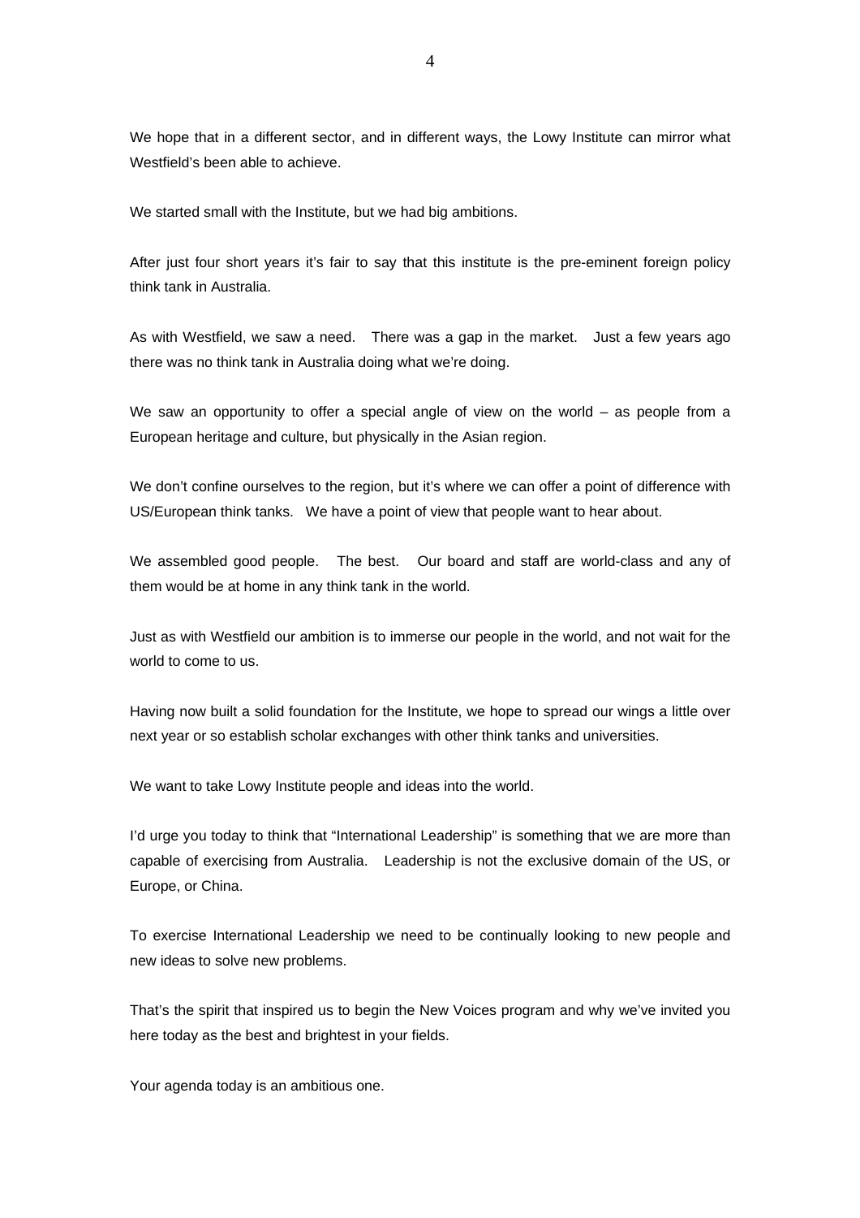We hope that in a different sector, and in different ways, the Lowy Institute can mirror what Westfield's been able to achieve.

We started small with the Institute, but we had big ambitions.

After just four short years it's fair to say that this institute is the pre-eminent foreign policy think tank in Australia.

As with Westfield, we saw a need. There was a gap in the market. Just a few years ago there was no think tank in Australia doing what we're doing.

We saw an opportunity to offer a special angle of view on the world – as people from a European heritage and culture, but physically in the Asian region.

We don't confine ourselves to the region, but it's where we can offer a point of difference with US/European think tanks. We have a point of view that people want to hear about.

We assembled good people. The best. Our board and staff are world-class and any of them would be at home in any think tank in the world.

Just as with Westfield our ambition is to immerse our people in the world, and not wait for the world to come to us.

Having now built a solid foundation for the Institute, we hope to spread our wings a little over next year or so establish scholar exchanges with other think tanks and universities.

We want to take Lowy Institute people and ideas into the world.

I'd urge you today to think that "International Leadership" is something that we are more than capable of exercising from Australia. Leadership is not the exclusive domain of the US, or Europe, or China.

To exercise International Leadership we need to be continually looking to new people and new ideas to solve new problems.

That's the spirit that inspired us to begin the New Voices program and why we've invited you here today as the best and brightest in your fields.

Your agenda today is an ambitious one.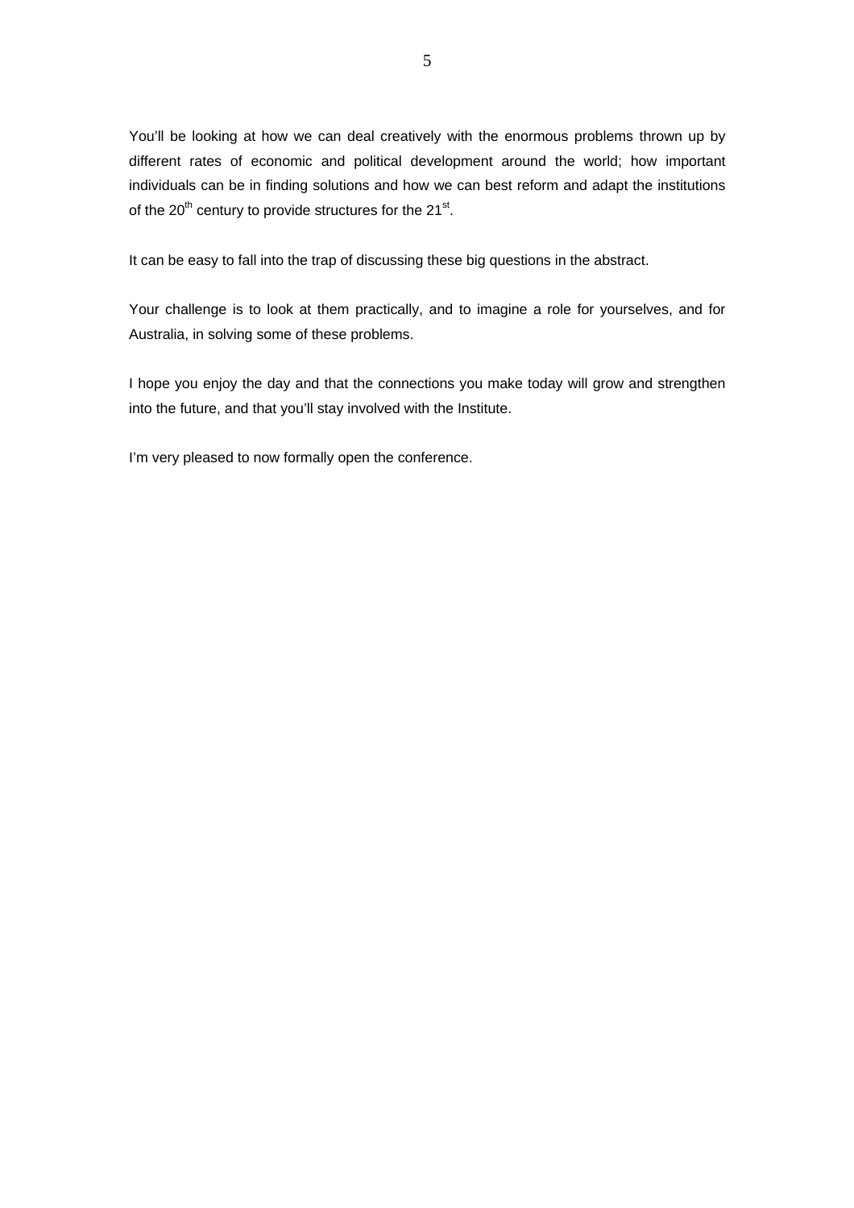You'll be looking at how we can deal creatively with the enormous problems thrown up by different rates of economic and political development around the world; how important individuals can be in finding solutions and how we can best reform and adapt the institutions of the 20th century to provide structures for the 21st.

It can be easy to fall into the trap of discussing these big questions in the abstract.

Your challenge is to look at them practically, and to imagine a role for yourselves, and for Australia, in solving some of these problems.

I hope you enjoy the day and that the connections you make today will grow and strengthen into the future, and that you'll stay involved with the Institute.

I'm very pleased to now formally open the conference.